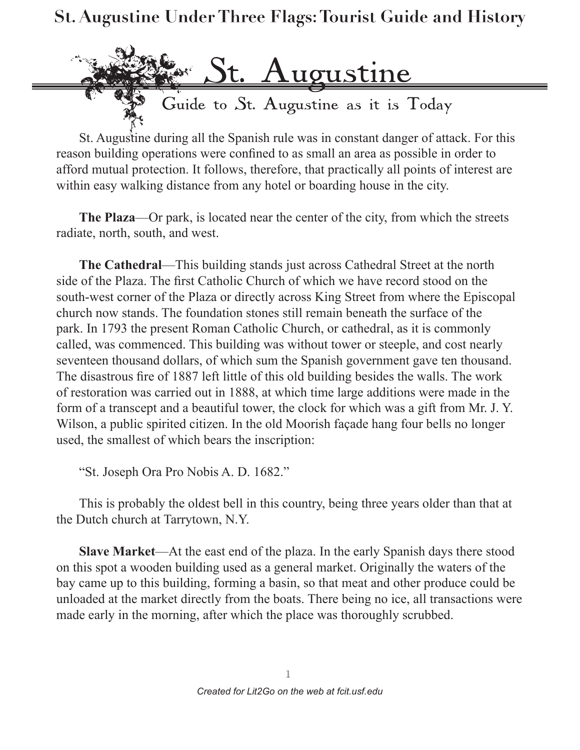# St. Augustine

## Guide to St. Augustine as it is Today

St. Augustine during all the Spanish rule was in constant danger of attack. For this reason building operations were confined to as small an area as possible in order to afford mutual protection. It follows, therefore, that practically all points of interest are within easy walking distance from any hotel or boarding house in the city.

**The Plaza**—Or park, is located near the center of the city, from which the streets radiate, north, south, and west.

**The Cathedral**—This building stands just across Cathedral Street at the north side of the Plaza. The first Catholic Church of which we have record stood on the south-west corner of the Plaza or directly across King Street from where the Episcopal church now stands. The foundation stones still remain beneath the surface of the park. In 1793 the present Roman Catholic Church, or cathedral, as it is commonly called, was commenced. This building was without tower or steeple, and cost nearly seventeen thousand dollars, of which sum the Spanish government gave ten thousand. The disastrous fire of 1887 left little of this old building besides the walls. The work of restoration was carried out in 1888, at which time large additions were made in the form of a transcept and a beautiful tower, the clock for which was a gift from Mr. J. Y. Wilson, a public spirited citizen. In the old Moorish façade hang four bells no longer used, the smallest of which bears the inscription:

"St. Joseph Ora Pro Nobis A. D. 1682."

This is probably the oldest bell in this country, being three years older than that at the Dutch church at Tarrytown, N.Y.

**Slave Market**—At the east end of the plaza. In the early Spanish days there stood on this spot a wooden building used as a general market. Originally the waters of the bay came up to this building, forming a basin, so that meat and other produce could be unloaded at the market directly from the boats. There being no ice, all transactions were made early in the morning, after which the place was thoroughly scrubbed.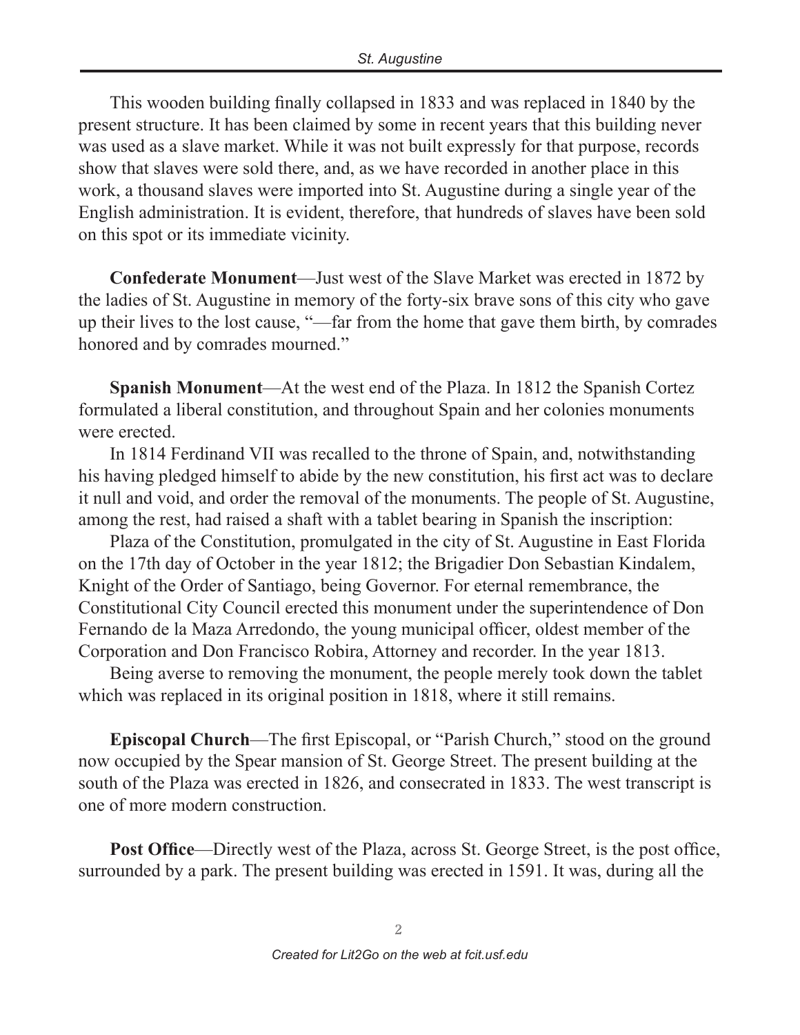This wooden building finally collapsed in 1833 and was replaced in 1840 by the present structure. It has been claimed by some in recent years that this building never was used as a slave market. While it was not built expressly for that purpose, records show that slaves were sold there, and, as we have recorded in another place in this work, a thousand slaves were imported into St. Augustine during a single year of the English administration. It is evident, therefore, that hundreds of slaves have been sold on this spot or its immediate vicinity.

**Confederate Monument**—Just west of the Slave Market was erected in 1872 by the ladies of St. Augustine in memory of the forty-six brave sons of this city who gave up their lives to the lost cause, "—far from the home that gave them birth, by comrades honored and by comrades mourned."

**Spanish Monument**—At the west end of the Plaza. In 1812 the Spanish Cortez formulated a liberal constitution, and throughout Spain and her colonies monuments were erected.

In 1814 Ferdinand VII was recalled to the throne of Spain, and, notwithstanding his having pledged himself to abide by the new constitution, his first act was to declare it null and void, and order the removal of the monuments. The people of St. Augustine, among the rest, had raised a shaft with a tablet bearing in Spanish the inscription:

Plaza of the Constitution, promulgated in the city of St. Augustine in East Florida on the 17th day of October in the year 1812; the Brigadier Don Sebastian Kindalem, Knight of the Order of Santiago, being Governor. For eternal remembrance, the Constitutional City Council erected this monument under the superintendence of Don Fernando de la Maza Arredondo, the young municipal officer, oldest member of the Corporation and Don Francisco Robira, Attorney and recorder. In the year 1813.

Being averse to removing the monument, the people merely took down the tablet which was replaced in its original position in 1818, where it still remains.

**Episcopal Church**—The first Episcopal, or "Parish Church," stood on the ground now occupied by the Spear mansion of St. George Street. The present building at the south of the Plaza was erected in 1826, and consecrated in 1833. The west transcript is one of more modern construction.

**Post Office**—Directly west of the Plaza, across St. George Street, is the post office, surrounded by a park. The present building was erected in 1591. It was, during all the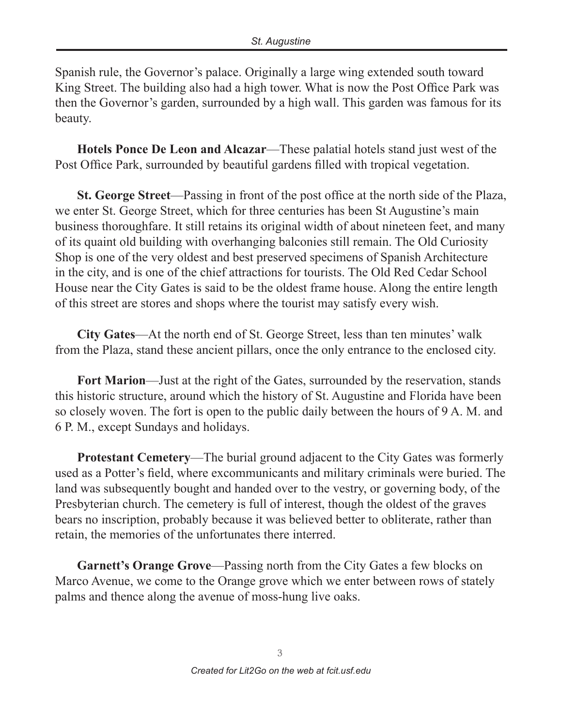Spanish rule, the Governor's palace. Originally a large wing extended south toward King Street. The building also had a high tower. What is now the Post Office Park was then the Governor's garden, surrounded by a high wall. This garden was famous for its beauty.

**Hotels Ponce De Leon and Alcazar**—These palatial hotels stand just west of the Post Office Park, surrounded by beautiful gardens filled with tropical vegetation.

**St. George Street**—Passing in front of the post office at the north side of the Plaza, we enter St. George Street, which for three centuries has been St Augustine's main business thoroughfare. It still retains its original width of about nineteen feet, and many of its quaint old building with overhanging balconies still remain. The Old Curiosity Shop is one of the very oldest and best preserved specimens of Spanish Architecture in the city, and is one of the chief attractions for tourists. The Old Red Cedar School House near the City Gates is said to be the oldest frame house. Along the entire length of this street are stores and shops where the tourist may satisfy every wish.

**City Gates**—At the north end of St. George Street, less than ten minutes' walk from the Plaza, stand these ancient pillars, once the only entrance to the enclosed city.

**Fort Marion**—Just at the right of the Gates, surrounded by the reservation, stands this historic structure, around which the history of St. Augustine and Florida have been so closely woven. The fort is open to the public daily between the hours of 9 A. M. and 6 P. M., except Sundays and holidays.

**Protestant Cemetery**—The burial ground adjacent to the City Gates was formerly used as a Potter's field, where excommunicants and military criminals were buried. The land was subsequently bought and handed over to the vestry, or governing body, of the Presbyterian church. The cemetery is full of interest, though the oldest of the graves bears no inscription, probably because it was believed better to obliterate, rather than retain, the memories of the unfortunates there interred.

**Garnett's Orange Grove**—Passing north from the City Gates a few blocks on Marco Avenue, we come to the Orange grove which we enter between rows of stately palms and thence along the avenue of moss-hung live oaks.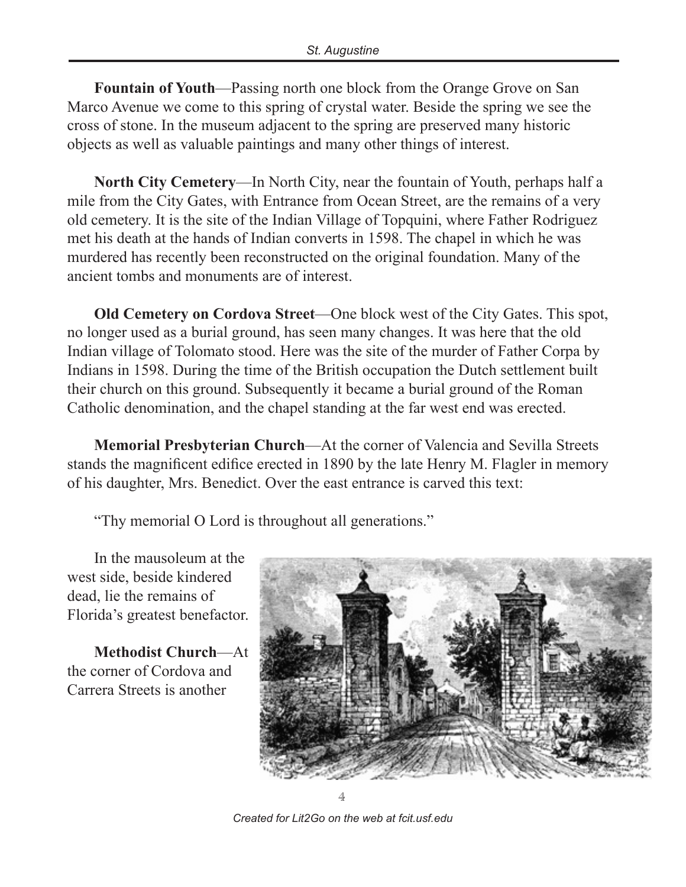**Fountain of Youth**—Passing north one block from the Orange Grove on San Marco Avenue we come to this spring of crystal water. Beside the spring we see the cross of stone. In the museum adjacent to the spring are preserved many historic objects as well as valuable paintings and many other things of interest.

**North City Cemetery**—In North City, near the fountain of Youth, perhaps half a mile from the City Gates, with Entrance from Ocean Street, are the remains of a very old cemetery. It is the site of the Indian Village of Topquini, where Father Rodriguez met his death at the hands of Indian converts in 1598. The chapel in which he was murdered has recently been reconstructed on the original foundation. Many of the ancient tombs and monuments are of interest.

**Old Cemetery on Cordova Street**—One block west of the City Gates. This spot, no longer used as a burial ground, has seen many changes. It was here that the old Indian village of Tolomato stood. Here was the site of the murder of Father Corpa by Indians in 1598. During the time of the British occupation the Dutch settlement built their church on this ground. Subsequently it became a burial ground of the Roman Catholic denomination, and the chapel standing at the far west end was erected.

**Memorial Presbyterian Church**—At the corner of Valencia and Sevilla Streets stands the magnificent edifice erected in 1890 by the late Henry M. Flagler in memory of his daughter, Mrs. Benedict. Over the east entrance is carved this text:

"Thy memorial O Lord is throughout all generations."

In the mausoleum at the west side, beside kindered dead, lie the remains of Florida's greatest benefactor.

**Methodist Church**—At the corner of Cordova and Carrera Streets is another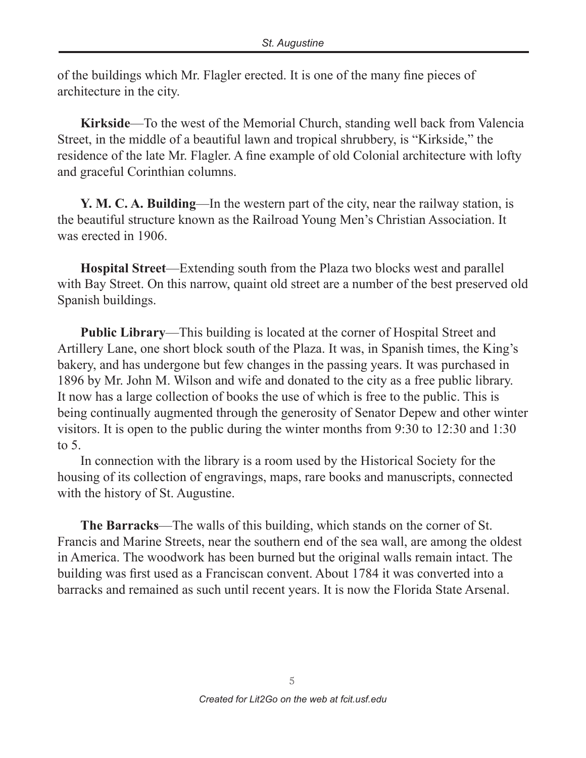of the buildings which Mr. Flagler erected. It is one of the many fine pieces of architecture in the city.

**Kirkside**—To the west of the Memorial Church, standing well back from Valencia Street, in the middle of a beautiful lawn and tropical shrubbery, is “Kirkside,” the residence of the late Mr. Flagler. A fine example of old Colonial architecture with lofty and graceful Corinthian columns.

**Y. M. C. A. Building**—In the western part of the city, near the railway station, is the beautiful structure known as the Railroad Young Men’s Christian Association. It was erected in 1906.

**Hospital Street**—Extending south from the Plaza two blocks west and parallel with Bay Street. On this narrow, quaint old street are a number of the best preserved old Spanish buildings.

**Public Library**—This building is located at the corner of Hospital Street and Artillery Lane, one short block south of the Plaza. It was, in Spanish times, the King’s bakery, and has undergone but few changes in the passing years. It was purchased in 1896 by Mr. John M. Wilson and wife and donated to the city as a free public library. It now has a large collection of books the use of which is free to the public. This is being continually augmented through the generosity of Senator Depew and other winter visitors. It is open to the public during the winter months from 9:30 to 12:30 and 1:30 to 5.

In connection with the library is a room used by the Historical Society for the housing of its collection of engravings, maps, rare books and manuscripts, connected with the history of St. Augustine.

**The Barracks**—The walls of this building, which stands on the corner of St. Francis and Marine Streets, near the southern end of the sea wall, are among the oldest in America. The woodwork has been burned but the original walls remain intact. The building was first used as a Franciscan convent. About 1784 it was converted into a barracks and remained as such until recent years. It is now the Florida State Arsenal.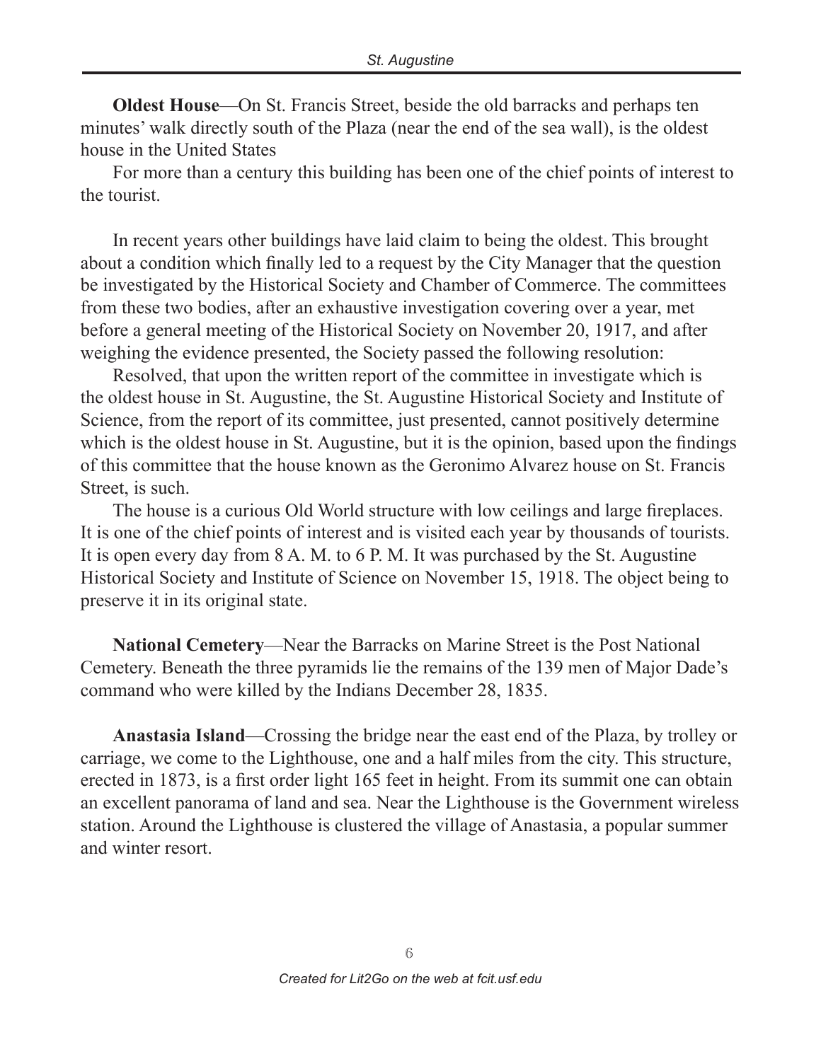**Oldest House**—On St. Francis Street, beside the old barracks and perhaps ten minutes' walk directly south of the Plaza (near the end of the sea wall), is the oldest house in the United States

For more than a century this building has been one of the chief points of interest to the tourist.

In recent years other buildings have laid claim to being the oldest. This brought about a condition which finally led to a request by the City Manager that the question be investigated by the Historical Society and Chamber of Commerce. The committees from these two bodies, after an exhaustive investigation covering over a year, met before a general meeting of the Historical Society on November 20, 1917, and after weighing the evidence presented, the Society passed the following resolution:

Resolved, that upon the written report of the committee in investigate which is the oldest house in St. Augustine, the St. Augustine Historical Society and Institute of Science, from the report of its committee, just presented, cannot positively determine which is the oldest house in St. Augustine, but it is the opinion, based upon the findings of this committee that the house known as the Geronimo Alvarez house on St. Francis Street, is such.

The house is a curious Old World structure with low ceilings and large fireplaces. It is one of the chief points of interest and is visited each year by thousands of tourists. It is open every day from 8 A. M. to 6 P. M. It was purchased by the St. Augustine Historical Society and Institute of Science on November 15, 1918. The object being to preserve it in its original state.

**National Cemetery**—Near the Barracks on Marine Street is the Post National Cemetery. Beneath the three pyramids lie the remains of the 139 men of Major Dade's command who were killed by the Indians December 28, 1835.

**Anastasia Island**—Crossing the bridge near the east end of the Plaza, by trolley or carriage, we come to the Lighthouse, one and a half miles from the city. This structure, erected in 1873, is a first order light 165 feet in height. From its summit one can obtain an excellent panorama of land and sea. Near the Lighthouse is the Government wireless station. Around the Lighthouse is clustered the village of Anastasia, a popular summer and winter resort.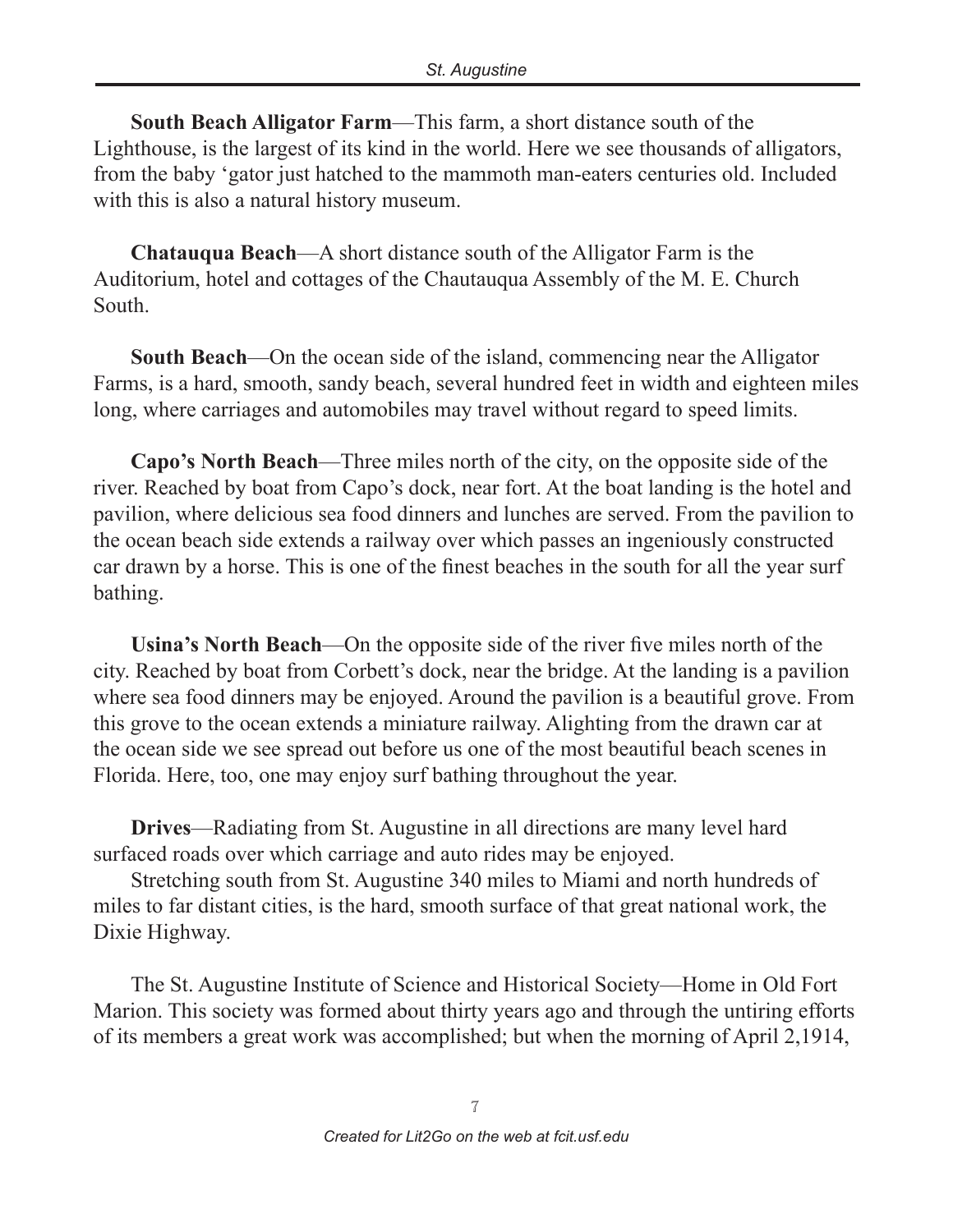**South Beach Alligator Farm**—This farm, a short distance south of the Lighthouse, is the largest of its kind in the world. Here we see thousands of alligators, from the baby 'gator just hatched to the mammoth man-eaters centuries old. Included with this is also a natural history museum.

**Chatauqua Beach**—A short distance south of the Alligator Farm is the Auditorium, hotel and cottages of the Chautauqua Assembly of the M. E. Church South.

**South Beach**—On the ocean side of the island, commencing near the Alligator Farms, is a hard, smooth, sandy beach, several hundred feet in width and eighteen miles long, where carriages and automobiles may travel without regard to speed limits.

**Capo's North Beach**—Three miles north of the city, on the opposite side of the river. Reached by boat from Capo's dock, near fort. At the boat landing is the hotel and pavilion, where delicious sea food dinners and lunches are served. From the pavilion to the ocean beach side extends a railway over which passes an ingeniously constructed car drawn by a horse. This is one of the finest beaches in the south for all the year surf bathing.

**Usina's North Beach**—On the opposite side of the river five miles north of the city. Reached by boat from Corbett's dock, near the bridge. At the landing is a pavilion where sea food dinners may be enjoyed. Around the pavilion is a beautiful grove. From this grove to the ocean extends a miniature railway. Alighting from the drawn car at the ocean side we see spread out before us one of the most beautiful beach scenes in Florida. Here, too, one may enjoy surf bathing throughout the year.

**Drives**—Radiating from St. Augustine in all directions are many level hard surfaced roads over which carriage and auto rides may be enjoyed.

Stretching south from St. Augustine 340 miles to Miami and north hundreds of miles to far distant cities, is the hard, smooth surface of that great national work, the Dixie Highway.

The St. Augustine Institute of Science and Historical Society—Home in Old Fort Marion. This society was formed about thirty years ago and through the untiring efforts of its members a great work was accomplished; but when the morning of April 2,1914,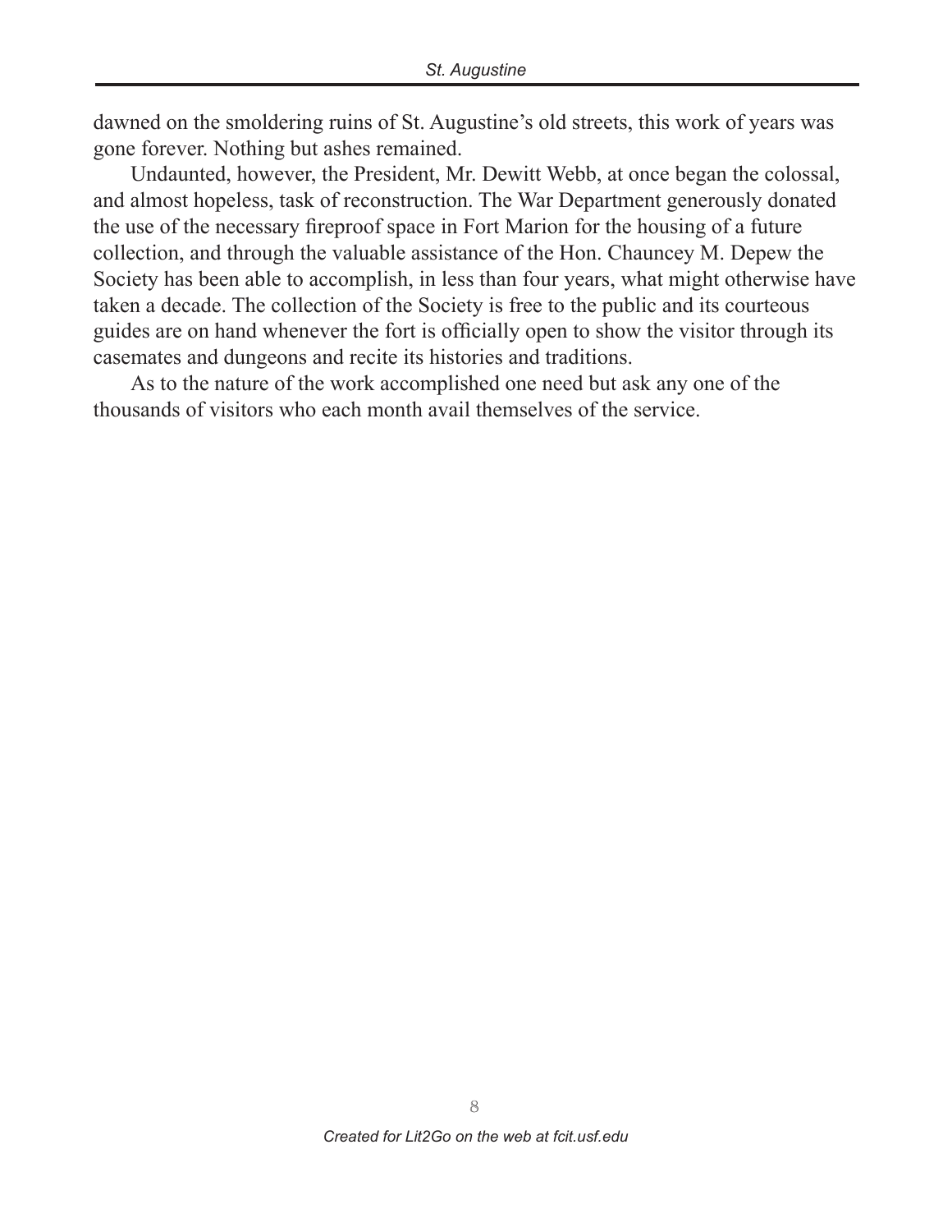dawned on the smoldering ruins of St. Augustine's old streets, this work of years was gone forever. Nothing but ashes remained.

Undaunted, however, the President, Mr. Dewitt Webb, at once began the colossal, and almost hopeless, task of reconstruction. The War Department generously donated the use of the necessary fireproof space in Fort Marion for the housing of a future collection, and through the valuable assistance of the Hon. Chauncey M. Depew the Society has been able to accomplish, in less than four years, what might otherwise have taken a decade. The collection of the Society is free to the public and its courteous guides are on hand whenever the fort is officially open to show the visitor through its casemates and dungeons and recite its histories and traditions.

As to the nature of the work accomplished one need but ask any one of the thousands of visitors who each month avail themselves of the service.